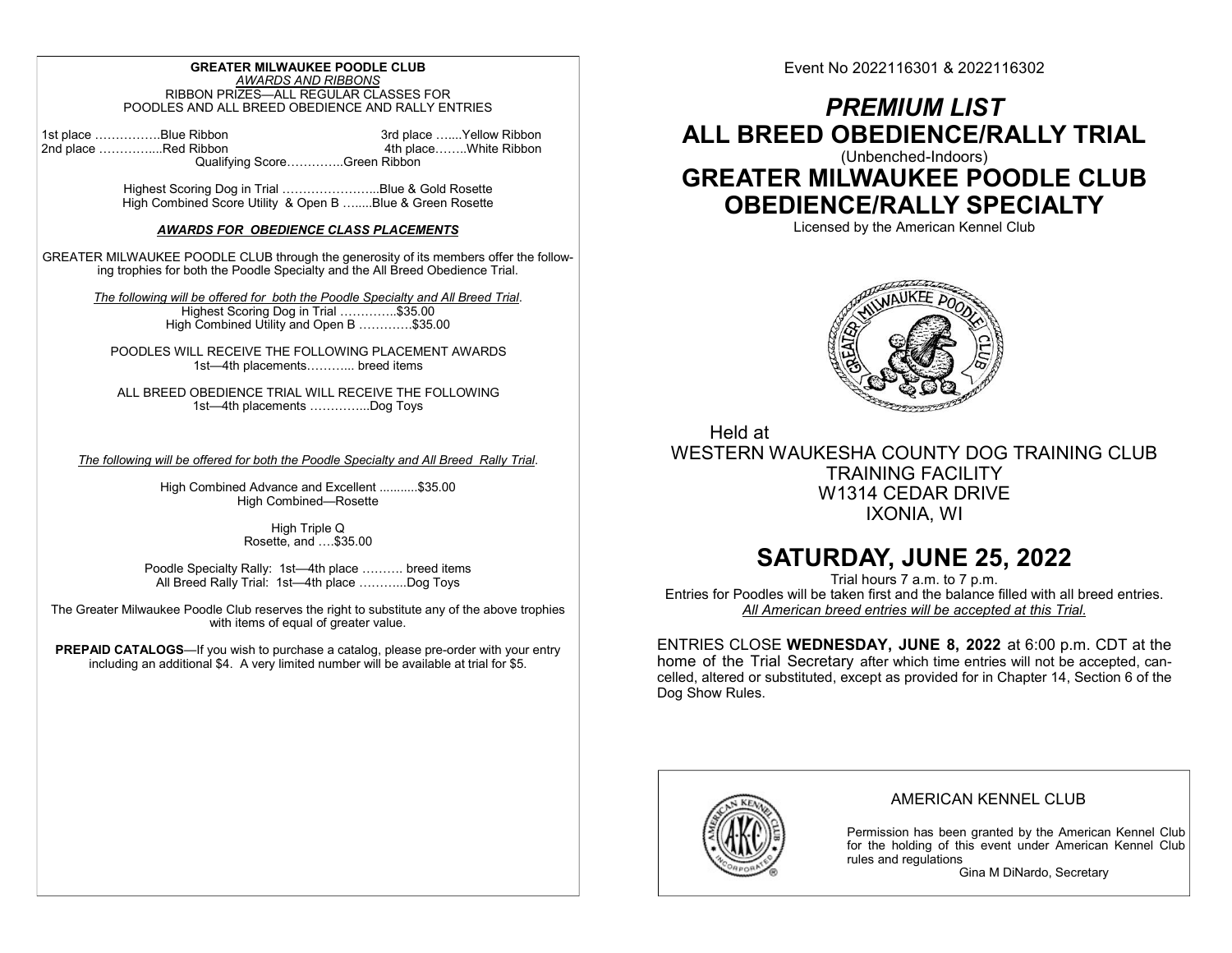**GREATER MILWAUKEE POODLE CLUB**

*AWARDS AND RIBBONS*

RIBBON PRIZES—ALL REGULAR CLASSES FOR POODLES AND ALL BREED OBEDIENCE AND RALLY ENTRIES

1st place …………….Blue Ribbon
2nd place …………....Red Ribbon
3rd place …....Yellow Ribbon
4th place……..White Ribbon
Qualifying Score…………..Green Ribbon

Highest Scoring Dog in Trial …………………...Blue & Gold Rosette
High Combined Score Utility & Open B …....Blue & Green Rosette

***AWARDS FOR OBEDIENCE CLASS PLACEMENTS***

GREATER MILWAUKEE POODLE CLUB through the generosity of its members offer the following trophies for both the Poodle Specialty and the All Breed Obedience Trial.

*The following will be offered for both the Poodle Specialty and All Breed Trial*.

Highest Scoring Dog in Trial …………..$35.00
High Combined Utility and Open B ………….$35.00

POODLES WILL RECEIVE THE FOLLOWING PLACEMENT AWARDS
1st—4th placements……….. breed items

ALL BREED OBEDIENCE TRIAL WILL RECEIVE THE FOLLOWING
1st—4th placements …………...Dog Toys

*The following will be offered for both the Poodle Specialty and All Breed Rally Trial*.

High Combined Advance and Excellent ...........$35.00
High Combined—Rosette

High Triple Q
Rosette, and ….$35.00

Poodle Specialty Rally: 1st—4th place ………. breed items
All Breed Rally Trial: 1st—4th place ………...Dog Toys

The Greater Milwaukee Poodle Club reserves the right to substitute any of the above trophies with items of equal of greater value.

**PREPAID CATALOGS**—If you wish to purchase a catalog, please pre-order with your entry including an additional $4. A very limited number will be available at trial for $5.

Event No 2022116301 & 2022116302

# *PREMIUM LIST*
# ALL BREED OBEDIENCE/RALLY TRIAL
(Unbenched-Indoors)
# GREATER MILWAUKEE POODLE CLUB OBEDIENCE/RALLY SPECIALTY
Licensed by the American Kennel Club

Held at
WESTERN WAUKESHA COUNTY DOG TRAINING CLUB
TRAINING FACILITY
W1314 CEDAR DRIVE
IXONIA, WI

## SATURDAY, JUNE 25, 2022

Trial hours 7 a.m. to 7 p.m.
Entries for Poodles will be taken first and the balance filled with all breed entries.
*All American breed entries will be accepted at this Trial.*

ENTRIES CLOSE **WEDNESDAY, JUNE 8, 2022** at 6:00 p.m. CDT at the home of the Trial Secretary after which time entries will not be accepted, cancelled, altered or substituted, except as provided for in Chapter 14, Section 6 of the Dog Show Rules.

AMERICAN KENNEL CLUB

Permission has been granted by the American Kennel Club for the holding of this event under American Kennel Club rules and regulations

Gina M DiNardo, Secretary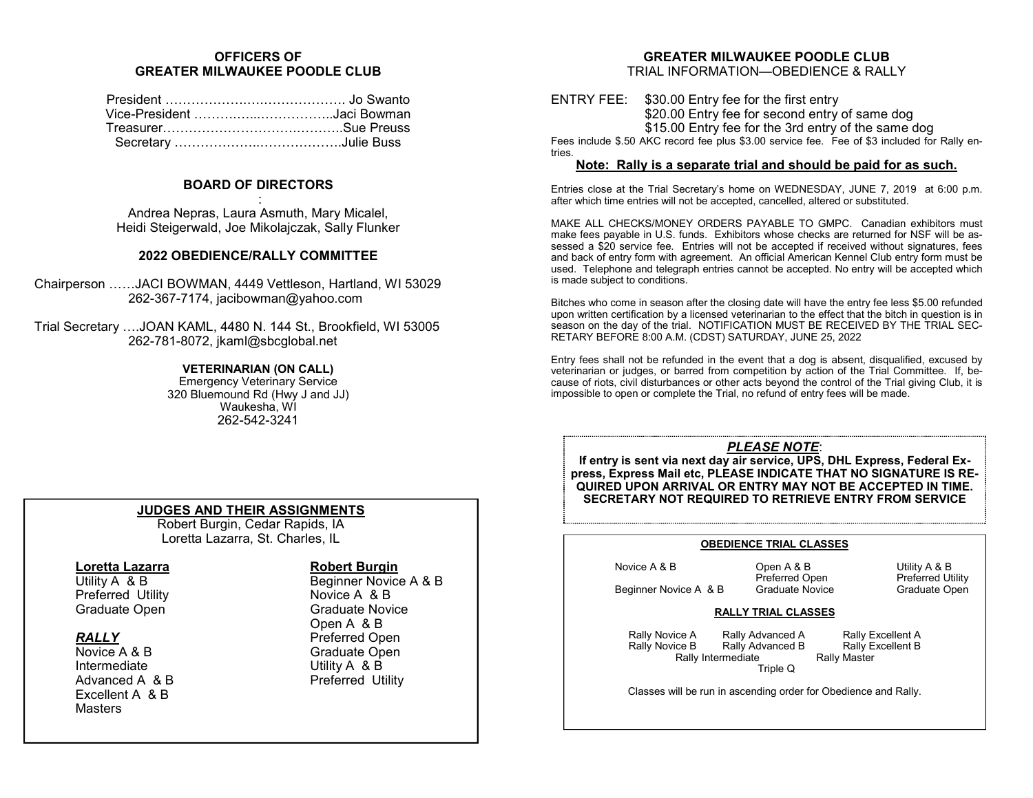## OFFICERS OF GREATER MILWAUKEE POODLE CLUB

President …………………..………………. Jo Swanto
Vice-President ……….…...……………..Jaci Bowman
Treasurer…………………………..………..Sue Preuss
Secretary ………………..……………….Julie Buss

## BOARD OF DIRECTORS

:

Andrea Nepras, Laura Asmuth, Mary Micalel, Heidi Steigerwald, Joe Mikolajczak, Sally Flunker

## 2022 OBEDIENCE/RALLY COMMITTEE

Chairperson ……JACI BOWMAN, 4449 Vettleson, Hartland, WI 53029
262-367-7174, jacibowman@yahoo.com

Trial Secretary ….JOAN KAML, 4480 N. 144 St., Brookfield, WI 53005
262-781-8072, jkaml@sbcglobal.net

**VETERINARIAN (ON CALL)**
Emergency Veterinary Service
320 Bluemound Rd (Hwy J and JJ)
Waukesha, WI
262-542-3241

## JUDGES AND THEIR ASSIGNMENTS

Robert Burgin, Cedar Rapids, IA
Loretta Lazarra, St. Charles, IL

**Loretta Lazarra**
Utility A & B
Preferred Utility
Graduate Open

***RALLY***
Novice A & B
Intermediate
Advanced A & B
Excellent A & B
Masters

**Robert Burgin**
Beginner Novice A & B
Novice A & B
Graduate Novice
Open A & B
Preferred Open
Graduate Open
Utility A & B
Preferred Utility

## GREATER MILWAUKEE POODLE CLUB
TRIAL INFORMATION—OBEDIENCE & RALLY

ENTRY FEE: $30.00 Entry fee for the first entry
$20.00 Entry fee for second entry of same dog
$15.00 Entry fee for the 3rd entry of the same dog

Fees include $.50 AKC record fee plus $3.00 service fee. Fee of $3 included for Rally entries.

**Note: Rally is a separate trial and should be paid for as such.**

Entries close at the Trial Secretary's home on WEDNESDAY, JUNE 7, 2019 at 6:00 p.m. after which time entries will not be accepted, cancelled, altered or substituted.

MAKE ALL CHECKS/MONEY ORDERS PAYABLE TO GMPC. Canadian exhibitors must make fees payable in U.S. funds. Exhibitors whose checks are returned for NSF will be assessed a $20 service fee. Entries will not be accepted if received without signatures, fees and back of entry form with agreement. An official American Kennel Club entry form must be used. Telephone and telegraph entries cannot be accepted. No entry will be accepted which is made subject to conditions.

Bitches who come in season after the closing date will have the entry fee less $5.00 refunded upon written certification by a licensed veterinarian to the effect that the bitch in question is in season on the day of the trial. NOTIFICATION MUST BE RECEIVED BY THE TRIAL SECRETARY BEFORE 8:00 A.M. (CDST) SATURDAY, JUNE 25, 2022

Entry fees shall not be refunded in the event that a dog is absent, disqualified, excused by veterinarian or judges, or barred from competition by action of the Trial Committee. If, because of riots, civil disturbances or other acts beyond the control of the Trial giving Club, it is impossible to open or complete the Trial, no refund of entry fees will be made.

***PLEASE NOTE***:
**If entry is sent via next day air service, UPS, DHL Express, Federal Express, Express Mail etc, PLEASE INDICATE THAT NO SIGNATURE IS REQUIRED UPON ARRIVAL OR ENTRY MAY NOT BE ACCEPTED IN TIME. SECRETARY NOT REQUIRED TO RETRIEVE ENTRY FROM SERVICE**

**OBEDIENCE TRIAL CLASSES**

Novice A & B
Beginner Novice A & B
Open A & B
Preferred Open
Graduate Novice
Utility A & B
Preferred Utility
Graduate Open

**RALLY TRIAL CLASSES**

Rally Novice A
Rally Novice B
Rally Advanced A
Rally Advanced B
Rally Excellent A
Rally Excellent B
Rally Intermediate
Rally Master
Triple Q

Classes will be run in ascending order for Obedience and Rally.